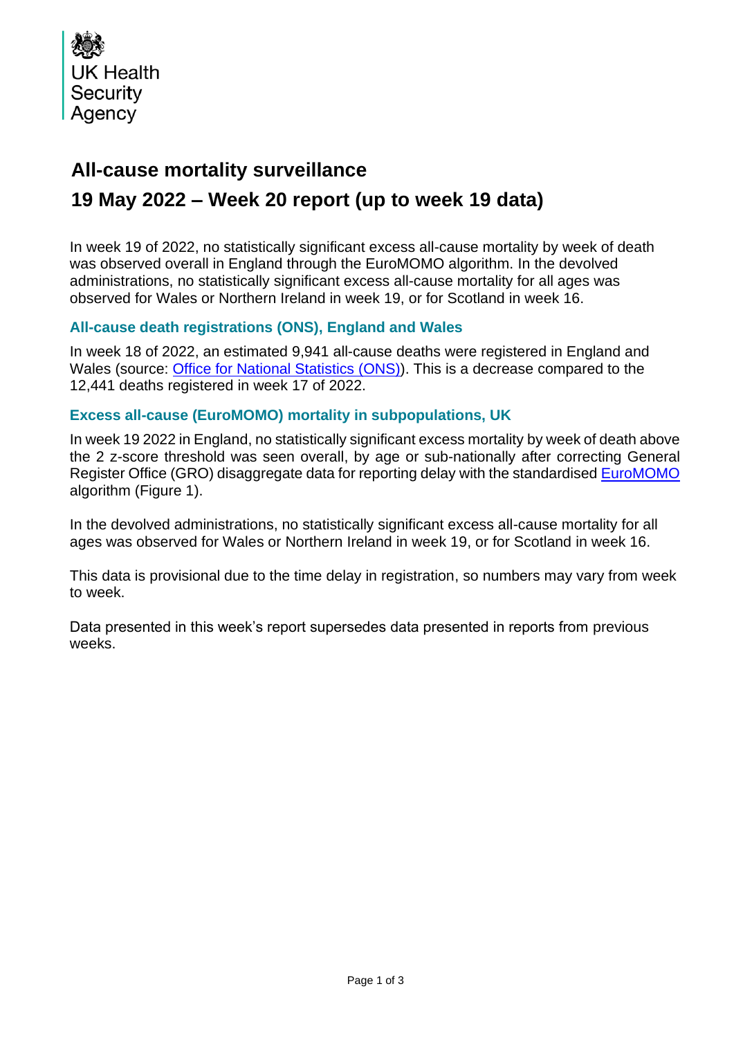UK Health Security Agency

# All-cause mortality surveillance

# 19 May 2022 – Week 20 report (up to week 19 data)

In week 19 of 2022, no statistically significant excess all-cause mortality by week of death was observed overall in England through the EuroMOMO algorithm. In the devolved administrations, no statistically significant excess all-cause mortality for all ages was observed for Wales or Northern Ireland in week 19, or for Scotland in week 16.

### All-cause death registrations (ONS), England and Wales

In week 18 of 2022, an estimated 9,941 all-cause deaths were registered in England and Wales (source: [Office for National Statistics (ONS)]). This is a decrease compared to the 12,441 deaths registered in week 17 of 2022.

### Excess all-cause (EuroMOMO) mortality in subpopulations, UK

In week 19 2022 in England, no statistically significant excess mortality by week of death above the 2 z-score threshold was seen overall, by age or sub-nationally after correcting General Register Office (GRO) disaggregate data for reporting delay with the standardised [EuroMOMO] algorithm (Figure 1).

In the devolved administrations, no statistically significant excess all-cause mortality for all ages was observed for Wales or Northern Ireland in week 19, or for Scotland in week 16.

This data is provisional due to the time delay in registration, so numbers may vary from week to week.

Data presented in this week's report supersedes data presented in reports from previous weeks.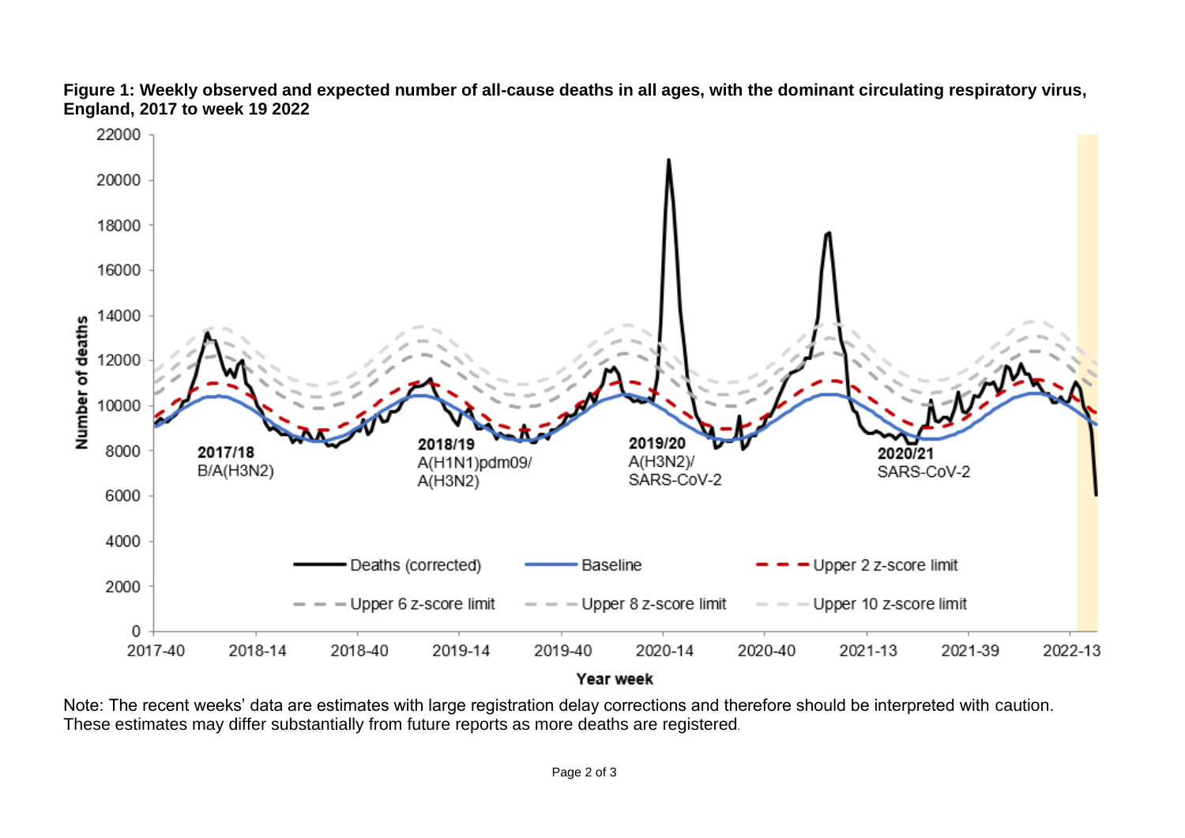**Figure 1: Weekly observed and expected number of all-cause deaths in all ages, with the dominant circulating respiratory virus, England, 2017 to week 19 2022**

Note: The recent weeks' data are estimates with large registration delay corrections and therefore should be interpreted with caution. These estimates may differ substantially from future reports as more deaths are registered.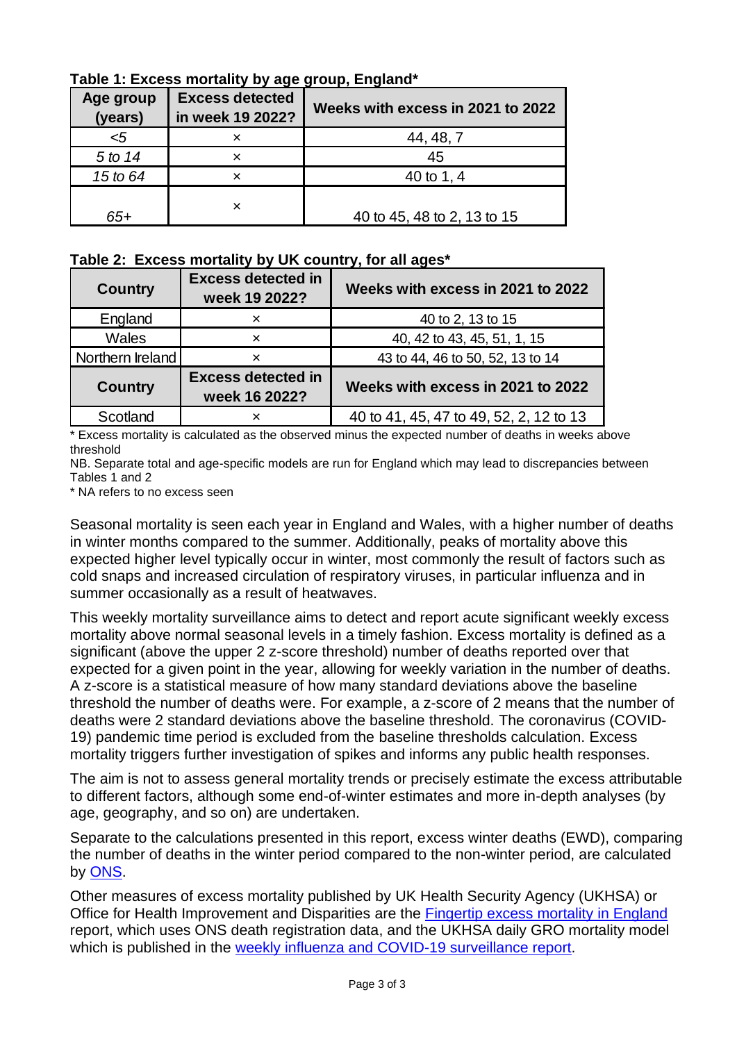**Table 1: Excess mortality by age group, England***

| Age group (years) | Excess detected in week 19 2022? | Weeks with excess in 2021 to 2022 |
|---|---|---|
| *<5* | × | 44, 48, 7 |
| *5 to 14* | × | 45 |
| *15 to 64* | × | 40 to 1, 4 |
| *65+* | × | 40 to 45, 48 to 2, 13 to 15 |

**Table 2: Excess mortality by UK country, for all ages***

| Country | Excess detected in week 19 2022? | Weeks with excess in 2021 to 2022 |
|---|---|---|
| England | × | 40 to 2, 13 to 15 |
| Wales | × | 40, 42 to 43, 45, 51, 1, 15 |
| Northern Ireland | × | 43 to 44, 46 to 50, 52, 13 to 14 |
| **Country** | **Excess detected in week 16 2022?** | **Weeks with excess in 2021 to 2022** |
| Scotland | × | 40 to 41, 45, 47 to 49, 52, 2, 12 to 13 |

\* Excess mortality is calculated as the observed minus the expected number of deaths in weeks above threshold

NB. Separate total and age-specific models are run for England which may lead to discrepancies between Tables 1 and 2

\* NA refers to no excess seen

Seasonal mortality is seen each year in England and Wales, with a higher number of deaths in winter months compared to the summer. Additionally, peaks of mortality above this expected higher level typically occur in winter, most commonly the result of factors such as cold snaps and increased circulation of respiratory viruses, in particular influenza and in summer occasionally as a result of heatwaves.

This weekly mortality surveillance aims to detect and report acute significant weekly excess mortality above normal seasonal levels in a timely fashion. Excess mortality is defined as a significant (above the upper 2 z-score threshold) number of deaths reported over that expected for a given point in the year, allowing for weekly variation in the number of deaths. A z-score is a statistical measure of how many standard deviations above the baseline threshold the number of deaths were. For example, a z-score of 2 means that the number of deaths were 2 standard deviations above the baseline threshold. The coronavirus (COVID-19) pandemic time period is excluded from the baseline thresholds calculation. Excess mortality triggers further investigation of spikes and informs any public health responses.

The aim is not to assess general mortality trends or precisely estimate the excess attributable to different factors, although some end-of-winter estimates and more in-depth analyses (by age, geography, and so on) are undertaken.

Separate to the calculations presented in this report, excess winter deaths (EWD), comparing the number of deaths in the winter period compared to the non-winter period, are calculated by ONS.

Other measures of excess mortality published by UK Health Security Agency (UKHSA) or Office for Health Improvement and Disparities are the Fingertip excess mortality in England report, which uses ONS death registration data, and the UKHSA daily GRO mortality model which is published in the weekly influenza and COVID-19 surveillance report.